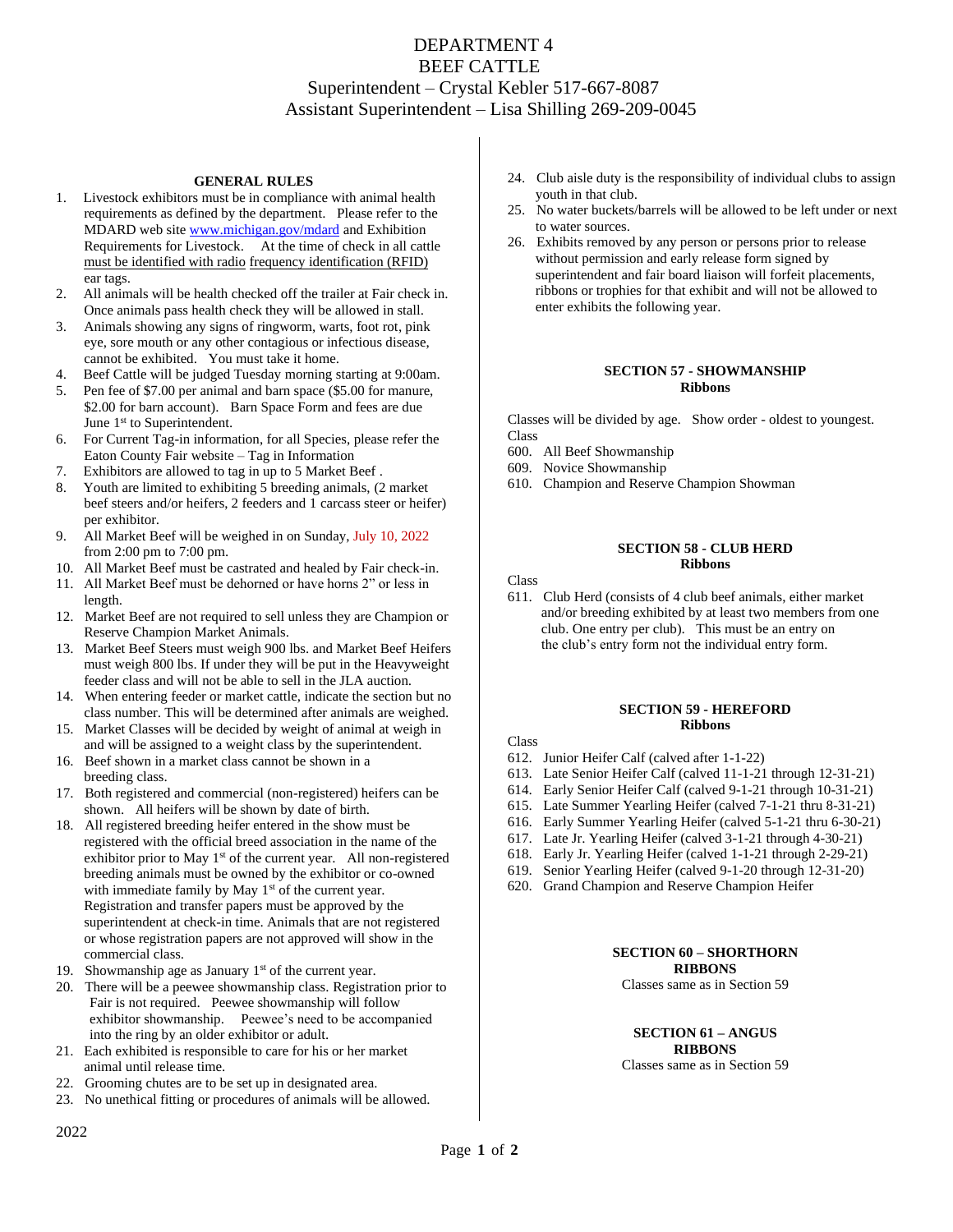# DEPARTMENT 4
# BEEF CATTLE

Superintendent – Crystal Kebler 517-667-8087
Assistant Superintendent – Lisa Shilling 269-209-0045

## GENERAL RULES

1. Livestock exhibitors must be in compliance with animal health requirements as defined by the department. Please refer to the MDARD web site www.michigan.gov/mdard and Exhibition Requirements for Livestock. At the time of check in all cattle must be identified with radio frequency identification (RFID) ear tags.
2. All animals will be health checked off the trailer at Fair check in. Once animals pass health check they will be allowed in stall.
3. Animals showing any signs of ringworm, warts, foot rot, pink eye, sore mouth or any other contagious or infectious disease, cannot be exhibited. You must take it home.
4. Beef Cattle will be judged Tuesday morning starting at 9:00am.
5. Pen fee of $7.00 per animal and barn space ($5.00 for manure, $2.00 for barn account). Barn Space Form and fees are due June 1st to Superintendent.
6. For Current Tag-in information, for all Species, please refer the Eaton County Fair website – Tag in Information
7. Exhibitors are allowed to tag in up to 5 Market Beef .
8. Youth are limited to exhibiting 5 breeding animals, (2 market beef steers and/or heifers, 2 feeders and 1 carcass steer or heifer) per exhibitor.
9. All Market Beef will be weighed in on Sunday, July 10, 2022 from 2:00 pm to 7:00 pm.
10. All Market Beef must be castrated and healed by Fair check-in.
11. All Market Beef must be dehorned or have horns 2" or less in length.
12. Market Beef are not required to sell unless they are Champion or Reserve Champion Market Animals.
13. Market Beef Steers must weigh 900 lbs. and Market Beef Heifers must weigh 800 lbs. If under they will be put in the Heavyweight feeder class and will not be able to sell in the JLA auction.
14. When entering feeder or market cattle, indicate the section but no class number. This will be determined after animals are weighed.
15. Market Classes will be decided by weight of animal at weigh in and will be assigned to a weight class by the superintendent.
16. Beef shown in a market class cannot be shown in a breeding class.
17. Both registered and commercial (non-registered) heifers can be shown. All heifers will be shown by date of birth.
18. All registered breeding heifer entered in the show must be registered with the official breed association in the name of the exhibitor prior to May 1st of the current year. All non-registered breeding animals must be owned by the exhibitor or co-owned with immediate family by May 1st of the current year. Registration and transfer papers must be approved by the superintendent at check-in time. Animals that are not registered or whose registration papers are not approved will show in the commercial class.
19. Showmanship age as January 1st of the current year.
20. There will be a peewee showmanship class. Registration prior to Fair is not required. Peewee showmanship will follow exhibitor showmanship. Peewee's need to be accompanied into the ring by an older exhibitor or adult.
21. Each exhibited is responsible to care for his or her market animal until release time.
22. Grooming chutes are to be set up in designated area.
23. No unethical fitting or procedures of animals will be allowed.
24. Club aisle duty is the responsibility of individual clubs to assign youth in that club.
25. No water buckets/barrels will be allowed to be left under or next to water sources.
26. Exhibits removed by any person or persons prior to release without permission and early release form signed by superintendent and fair board liaison will forfeit placements, ribbons or trophies for that exhibit and will not be allowed to enter exhibits the following year.

## SECTION 57 - SHOWMANSHIP
**Ribbons**

Classes will be divided by age. Show order - oldest to youngest.

Class
600. All Beef Showmanship
609. Novice Showmanship
610. Champion and Reserve Champion Showman

## SECTION 58 - CLUB HERD
**Ribbons**

Class
611. Club Herd (consists of 4 club beef animals, either market and/or breeding exhibited by at least two members from one club. One entry per club). This must be an entry on the club's entry form not the individual entry form.

## SECTION 59 - HEREFORD
**Ribbons**

Class
612. Junior Heifer Calf (calved after 1-1-22)
613. Late Senior Heifer Calf (calved 11-1-21 through 12-31-21)
614. Early Senior Heifer Calf (calved 9-1-21 through 10-31-21)
615. Late Summer Yearling Heifer (calved 7-1-21 thru 8-31-21)
616. Early Summer Yearling Heifer (calved 5-1-21 thru 6-30-21)
617. Late Jr. Yearling Heifer (calved 3-1-21 through 4-30-21)
618. Early Jr. Yearling Heifer (calved 1-1-21 through 2-29-21)
619. Senior Yearling Heifer (calved 9-1-20 through 12-31-20)
620. Grand Champion and Reserve Champion Heifer

## SECTION 60 – SHORTHORN
**RIBBONS**

Classes same as in Section 59

## SECTION 61 – ANGUS
**RIBBONS**

Classes same as in Section 59

2022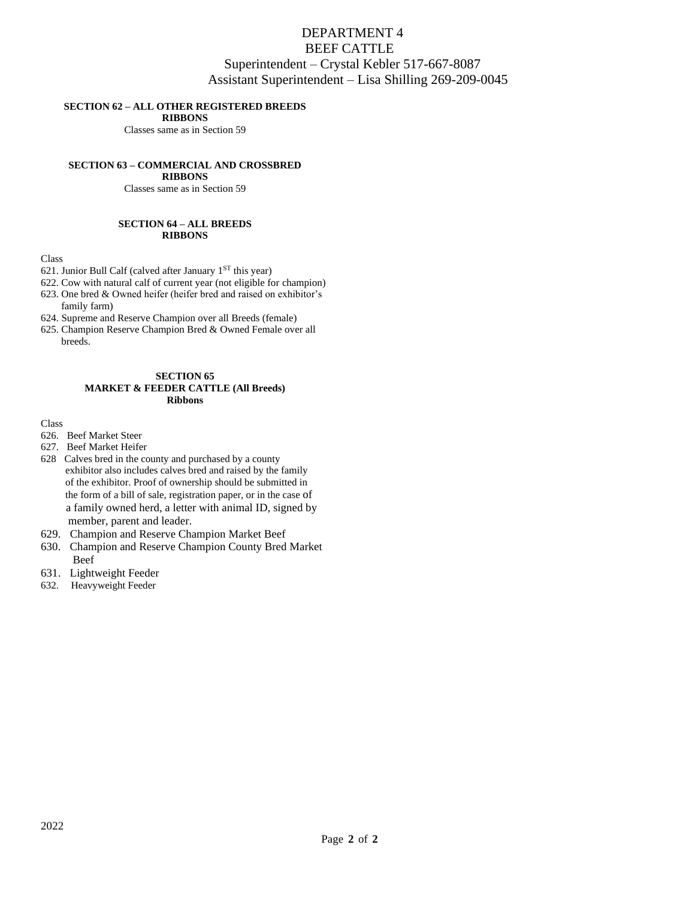# DEPARTMENT 4
# BEEF CATTLE

Superintendent – Crystal Kebler 517-667-8087
Assistant Superintendent – Lisa Shilling 269-209-0045

### SECTION 62 – ALL OTHER REGISTERED BREEDS
**RIBBONS**

Classes same as in Section 59

### SECTION 63 – COMMERCIAL AND CROSSBRED
**RIBBONS**

Classes same as in Section 59

### SECTION 64 – ALL BREEDS
**RIBBONS**

Class

621. Junior Bull Calf (calved after January 1ST this year)
622. Cow with natural calf of current year (not eligible for champion)
623. One bred & Owned heifer (heifer bred and raised on exhibitor's family farm)
624. Supreme and Reserve Champion over all Breeds (female)
625. Champion Reserve Champion Bred & Owned Female over all breeds.

### SECTION 65
### MARKET & FEEDER CATTLE (All Breeds)
**Ribbons**

Class

626. Beef Market Steer
627. Beef Market Heifer
628. Calves bred in the county and purchased by a county exhibitor also includes calves bred and raised by the family of the exhibitor. Proof of ownership should be submitted in the form of a bill of sale, registration paper, or in the case of a family owned herd, a letter with animal ID, signed by member, parent and leader.
629. Champion and Reserve Champion Market Beef
630. Champion and Reserve Champion County Bred Market Beef
631. Lightweight Feeder
632. Heavyweight Feeder

2022